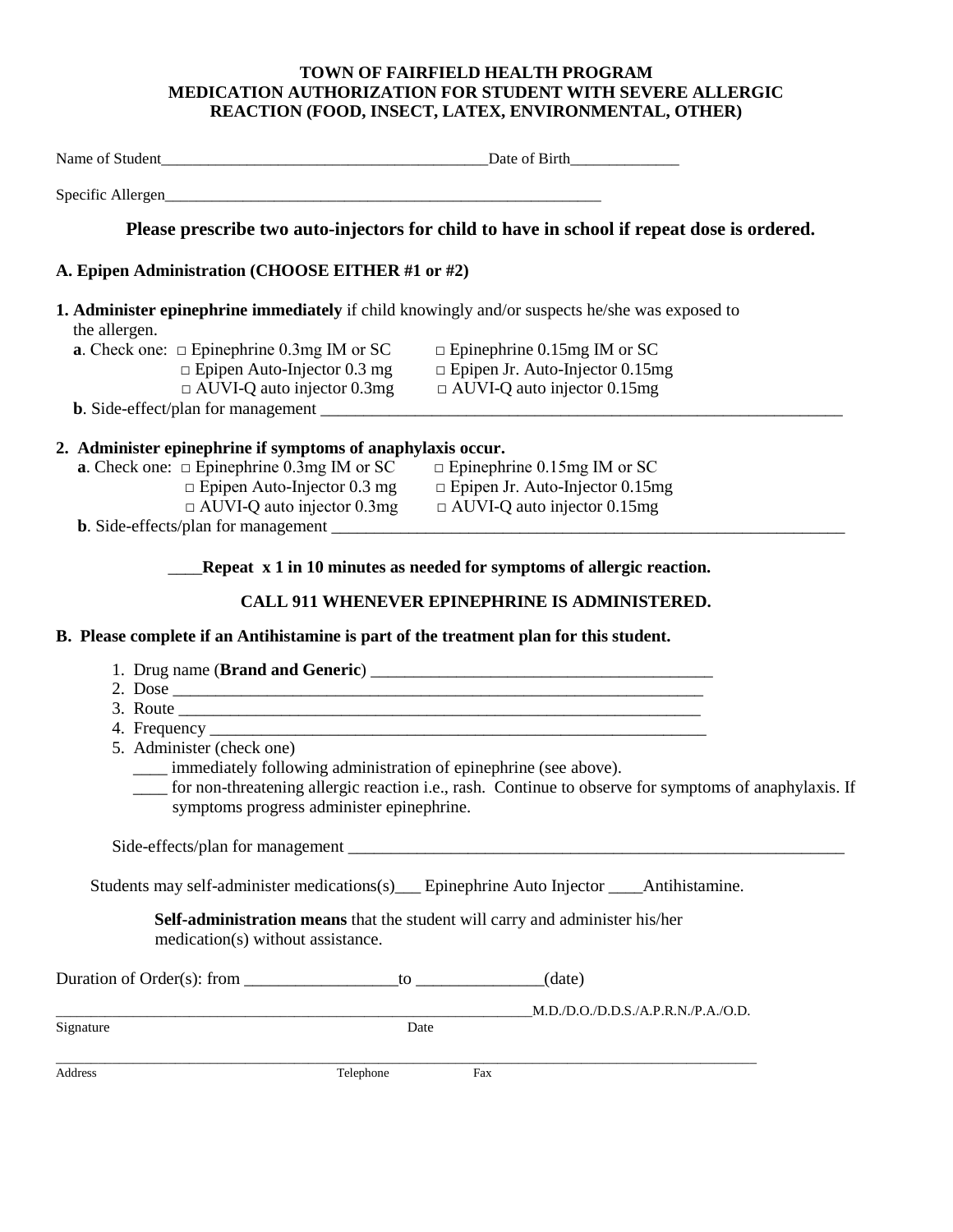# TOWN OF FAIRFIELD HEALTH PROGRAM
# MEDICATION AUTHORIZATION FOR STUDENT WITH SEVERE ALLERGIC REACTION (FOOD, INSECT, LATEX, ENVIRONMENTAL, OTHER)

Name of Student__________________________________________Date of Birth______________

Specific Allergen_________________________________________________________

**Please prescribe two auto-injectors for child to have in school if repeat dose is ordered.**

## A. Epipen Administration (CHOOSE EITHER #1 or #2)

**1. Administer epinephrine immediately** if child knowingly and/or suspects he/she was exposed to the allergen.

**a**. Check one:

| | |
|---|---|
| □ Epinephrine 0.3mg IM or SC | □ Epinephrine 0.15mg IM or SC |
| □ Epipen Auto-Injector 0.3 mg | □ Epipen Jr. Auto-Injector 0.15mg |
| □ AUVI-Q auto injector 0.3mg | □ AUVI-Q auto injector 0.15mg |

**b**. Side-effect/plan for management _______________________________________________________________

**2. Administer epinephrine if symptoms of anaphylaxis occur.**

**a**. Check one:

| | |
|---|---|
| □ Epinephrine 0.3mg IM or SC | □ Epinephrine 0.15mg IM or SC |
| □ Epipen Auto-Injector 0.3 mg | □ Epipen Jr. Auto-Injector 0.15mg |
| □ AUVI-Q auto injector 0.3mg | □ AUVI-Q auto injector 0.15mg |

**b**. Side-effects/plan for management _______________________________________________________________

____**Repeat x 1 in 10 minutes as needed for symptoms of allergic reaction.**

**CALL 911 WHENEVER EPINEPHRINE IS ADMINISTERED.**

## B. Please complete if an Antihistamine is part of the treatment plan for this student.

1. Drug name (**Brand and Generic**) ________________________________________
2. Dose _________________________________________________________________
3. Route ________________________________________________________________
4. Frequency ____________________________________________________________
5. Administer (check one)
   - ____ immediately following administration of epinephrine (see above).
   - ____ for non-threatening allergic reaction i.e., rash. Continue to observe for symptoms of anaphylaxis. If symptoms progress administer epinephrine.

Side-effects/plan for management ______________________________________________________________

Students may self-administer medications(s)___ Epinephrine Auto Injector ____Antihistamine.

**Self-administration means** that the student will carry and administer his/her medication(s) without assistance.

Duration of Order(s): from __________________to _______________(date)

____________________________________________________________M.D./D.O./D.D.S./A.P.R.N./P.A./O.D.

Signature                                        Date

__________________________________________________________________________________________

Address                                        Telephone                    Fax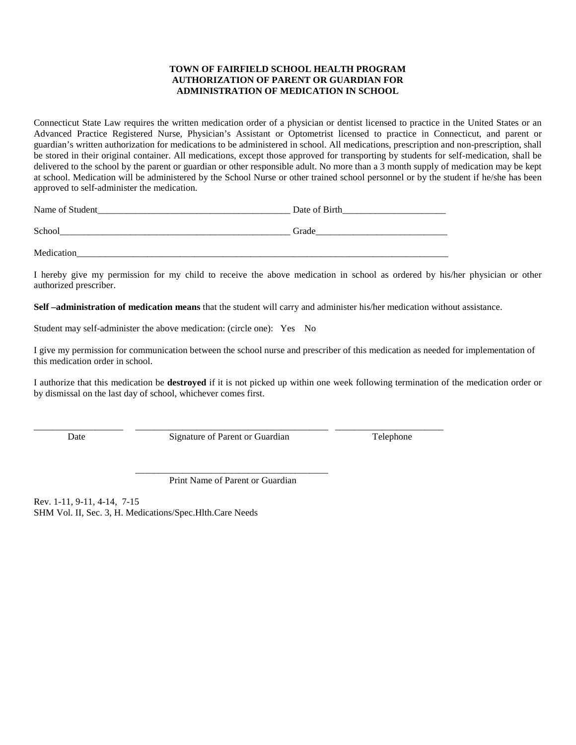**TOWN OF FAIRFIELD SCHOOL HEALTH PROGRAM**
**AUTHORIZATION OF PARENT OR GUARDIAN FOR**
**ADMINISTRATION OF MEDICATION IN SCHOOL**

Connecticut State Law requires the written medication order of a physician or dentist licensed to practice in the United States or an Advanced Practice Registered Nurse, Physician's Assistant or Optometrist licensed to practice in Connecticut, and parent or guardian's written authorization for medications to be administered in school. All medications, prescription and non-prescription, shall be stored in their original container. All medications, except those approved for transporting by students for self-medication, shall be delivered to the school by the parent or guardian or other responsible adult. No more than a 3 month supply of medication may be kept at school. Medication will be administered by the School Nurse or other trained school personnel or by the student if he/she has been approved to self-administer the medication.

Name of Student_________________________________________ Date of Birth______________________

School___________________________________________________ Grade____________________________

Medication_______________________________________________________________________________

I hereby give my permission for my child to receive the above medication in school as ordered by his/her physician or other authorized prescriber.

**Self –administration of medication means** that the student will carry and administer his/her medication without assistance.

Student may self-administer the above medication: (circle one): Yes No

I give my permission for communication between the school nurse and prescriber of this medication as needed for implementation of this medication order in school.

I authorize that this medication be **destroyed** if it is not picked up within one week following termination of the medication order or by dismissal on the last day of school, whichever comes first.

___________________ __________________________________________ _______________________
Date Signature of Parent or Guardian Telephone

__________________________________________
Print Name of Parent or Guardian

Rev. 1-11, 9-11, 4-14, 7-15
SHM Vol. II, Sec. 3, H. Medications/Spec.Hlth.Care Needs